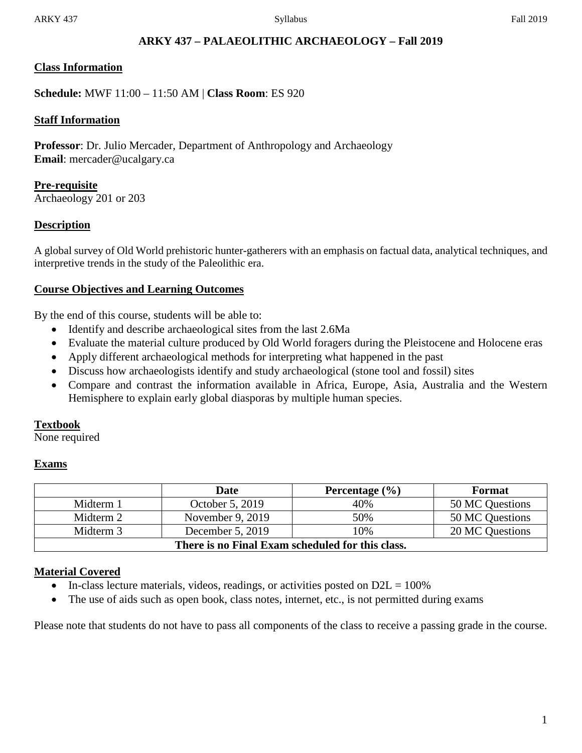# ARKY 437 – PALAEOLITHIC ARCHAEOLOGY – Fall 2019

## Class Information

**Schedule:** MWF 11:00 – 11:50 AM | **Class Room**: ES 920

## Staff Information

**Professor**: Dr. Julio Mercader, Department of Anthropology and Archaeology
**Email**: mercader@ucalgary.ca

## Pre-requisite

Archaeology 201 or 203

## Description

A global survey of Old World prehistoric hunter-gatherers with an emphasis on factual data, analytical techniques, and interpretive trends in the study of the Paleolithic era.

## Course Objectives and Learning Outcomes

By the end of this course, students will be able to:

- Identify and describe archaeological sites from the last 2.6Ma
- Evaluate the material culture produced by Old World foragers during the Pleistocene and Holocene eras
- Apply different archaeological methods for interpreting what happened in the past
- Discuss how archaeologists identify and study archaeological (stone tool and fossil) sites
- Compare and contrast the information available in Africa, Europe, Asia, Australia and the Western Hemisphere to explain early global diasporas by multiple human species.

## Textbook

None required

## Exams

| | Date | Percentage (%) | Format |
|---|---|---|---|
| Midterm 1 | October 5, 2019 | 40% | 50 MC Questions |
| Midterm 2 | November 9, 2019 | 50% | 50 MC Questions |
| Midterm 3 | December 5, 2019 | 10% | 20 MC Questions |
| **There is no Final Exam scheduled for this class.** | | | |

## Material Covered

- In-class lecture materials, videos, readings, or activities posted on D2L = 100%
- The use of aids such as open book, class notes, internet, etc., is not permitted during exams

Please note that students do not have to pass all components of the class to receive a passing grade in the course.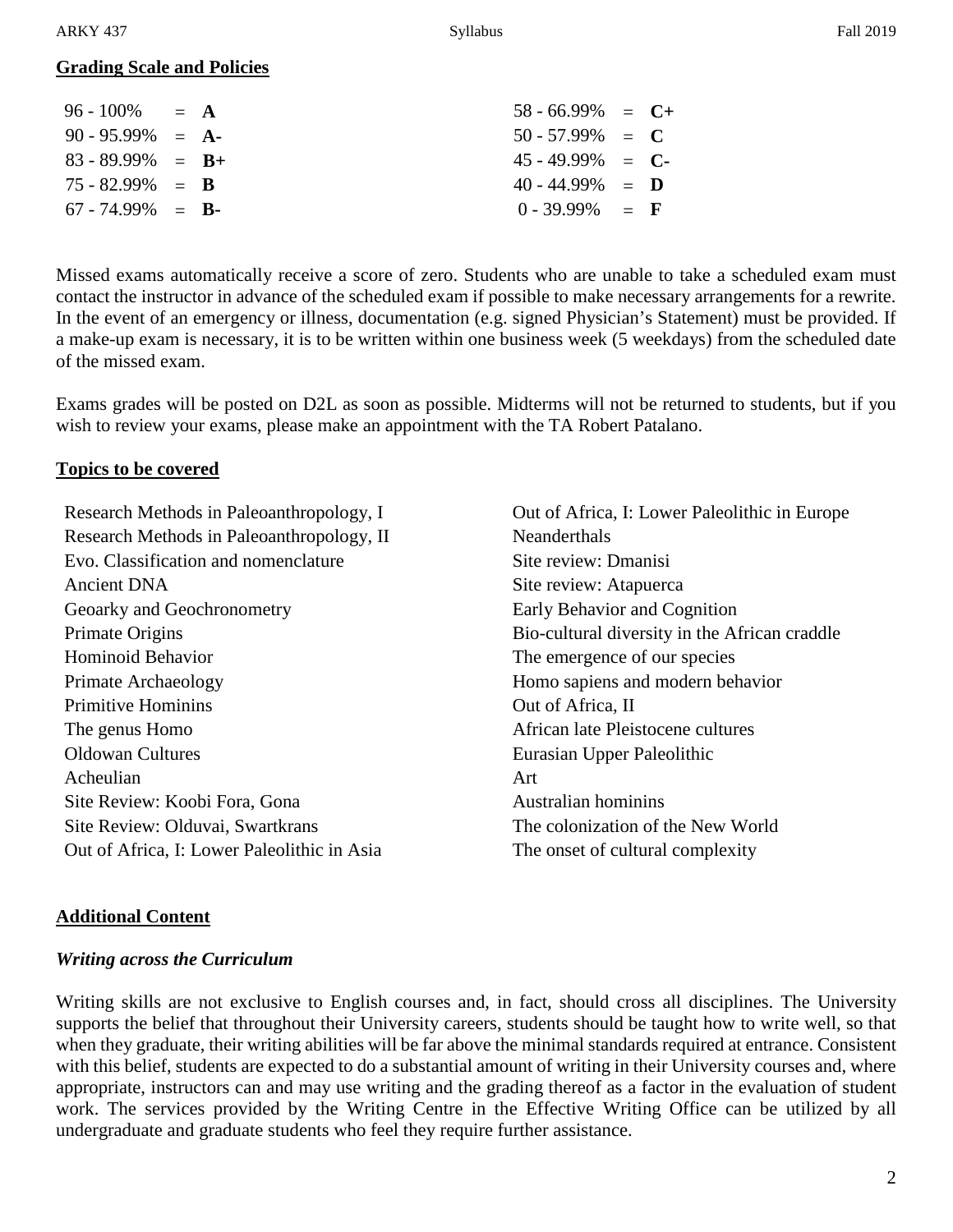## Grading Scale and Policies

| | | | |
|---|---|---|---|
| 96 - 100% | = **A** | 58 - 66.99% | = **C+** |
| 90 - 95.99% | = **A-** | 50 - 57.99% | = **C** |
| 83 - 89.99% | = **B+** | 45 - 49.99% | = **C-** |
| 75 - 82.99% | = **B** | 40 - 44.99% | = **D** |
| 67 - 74.99% | = **B-** | 0 - 39.99% | = **F** |

Missed exams automatically receive a score of zero. Students who are unable to take a scheduled exam must contact the instructor in advance of the scheduled exam if possible to make necessary arrangements for a rewrite. In the event of an emergency or illness, documentation (e.g. signed Physician's Statement) must be provided. If a make-up exam is necessary, it is to be written within one business week (5 weekdays) from the scheduled date of the missed exam.

Exams grades will be posted on D2L as soon as possible. Midterms will not be returned to students, but if you wish to review your exams, please make an appointment with the TA Robert Patalano.

## Topics to be covered

- Research Methods in Paleoanthropology, I
- Research Methods in Paleoanthropology, II
- Evo. Classification and nomenclature
- Ancient DNA
- Geoarky and Geochronometry
- Primate Origins
- Hominoid Behavior
- Primate Archaeology
- Primitive Hominins
- The genus Homo
- Oldowan Cultures
- Acheulian
- Site Review: Koobi Fora, Gona
- Site Review: Olduvai, Swartkrans
- Out of Africa, I: Lower Paleolithic in Asia
- Out of Africa, I: Lower Paleolithic in Europe
- Neanderthals
- Site review: Dmanisi
- Site review: Atapuerca
- Early Behavior and Cognition
- Bio-cultural diversity in the African craddle
- The emergence of our species
- Homo sapiens and modern behavior
- Out of Africa, II
- African late Pleistocene cultures
- Eurasian Upper Paleolithic
- Art
- Australian hominins
- The colonization of the New World
- The onset of cultural complexity

## Additional Content

### *Writing across the Curriculum*

Writing skills are not exclusive to English courses and, in fact, should cross all disciplines. The University supports the belief that throughout their University careers, students should be taught how to write well, so that when they graduate, their writing abilities will be far above the minimal standards required at entrance. Consistent with this belief, students are expected to do a substantial amount of writing in their University courses and, where appropriate, instructors can and may use writing and the grading thereof as a factor in the evaluation of student work. The services provided by the Writing Centre in the Effective Writing Office can be utilized by all undergraduate and graduate students who feel they require further assistance.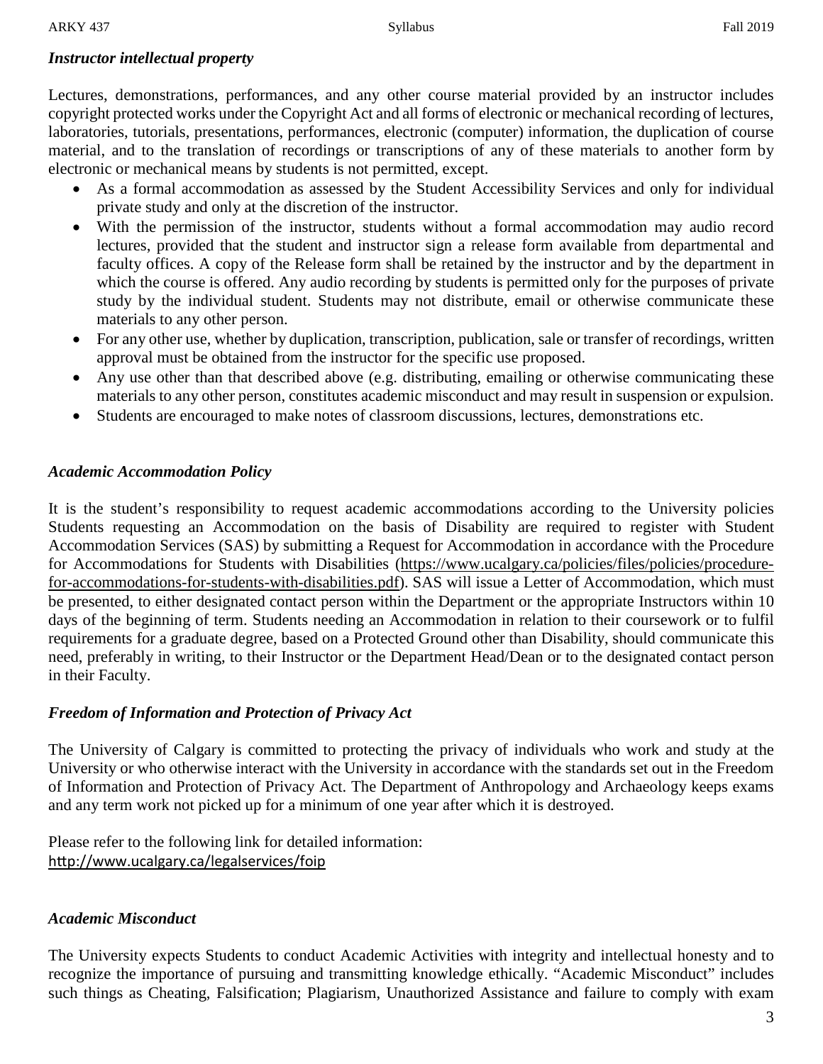### *Instructor intellectual property*

Lectures, demonstrations, performances, and any other course material provided by an instructor includes copyright protected works under the Copyright Act and all forms of electronic or mechanical recording of lectures, laboratories, tutorials, presentations, performances, electronic (computer) information, the duplication of course material, and to the translation of recordings or transcriptions of any of these materials to another form by electronic or mechanical means by students is not permitted, except.

- As a formal accommodation as assessed by the Student Accessibility Services and only for individual private study and only at the discretion of the instructor.
- With the permission of the instructor, students without a formal accommodation may audio record lectures, provided that the student and instructor sign a release form available from departmental and faculty offices. A copy of the Release form shall be retained by the instructor and by the department in which the course is offered. Any audio recording by students is permitted only for the purposes of private study by the individual student. Students may not distribute, email or otherwise communicate these materials to any other person.
- For any other use, whether by duplication, transcription, publication, sale or transfer of recordings, written approval must be obtained from the instructor for the specific use proposed.
- Any use other than that described above (e.g. distributing, emailing or otherwise communicating these materials to any other person, constitutes academic misconduct and may result in suspension or expulsion.
- Students are encouraged to make notes of classroom discussions, lectures, demonstrations etc.

### *Academic Accommodation Policy*

It is the student's responsibility to request academic accommodations according to the University policies Students requesting an Accommodation on the basis of Disability are required to register with Student Accommodation Services (SAS) by submitting a Request for Accommodation in accordance with the Procedure for Accommodations for Students with Disabilities (https://www.ucalgary.ca/policies/files/policies/procedure-for-accommodations-for-students-with-disabilities.pdf). SAS will issue a Letter of Accommodation, which must be presented, to either designated contact person within the Department or the appropriate Instructors within 10 days of the beginning of term. Students needing an Accommodation in relation to their coursework or to fulfil requirements for a graduate degree, based on a Protected Ground other than Disability, should communicate this need, preferably in writing, to their Instructor or the Department Head/Dean or to the designated contact person in their Faculty.

### *Freedom of Information and Protection of Privacy Act*

The University of Calgary is committed to protecting the privacy of individuals who work and study at the University or who otherwise interact with the University in accordance with the standards set out in the Freedom of Information and Protection of Privacy Act. The Department of Anthropology and Archaeology keeps exams and any term work not picked up for a minimum of one year after which it is destroyed.

Please refer to the following link for detailed information:
http://www.ucalgary.ca/legalservices/foip

### *Academic Misconduct*

The University expects Students to conduct Academic Activities with integrity and intellectual honesty and to recognize the importance of pursuing and transmitting knowledge ethically. "Academic Misconduct" includes such things as Cheating, Falsification; Plagiarism, Unauthorized Assistance and failure to comply with exam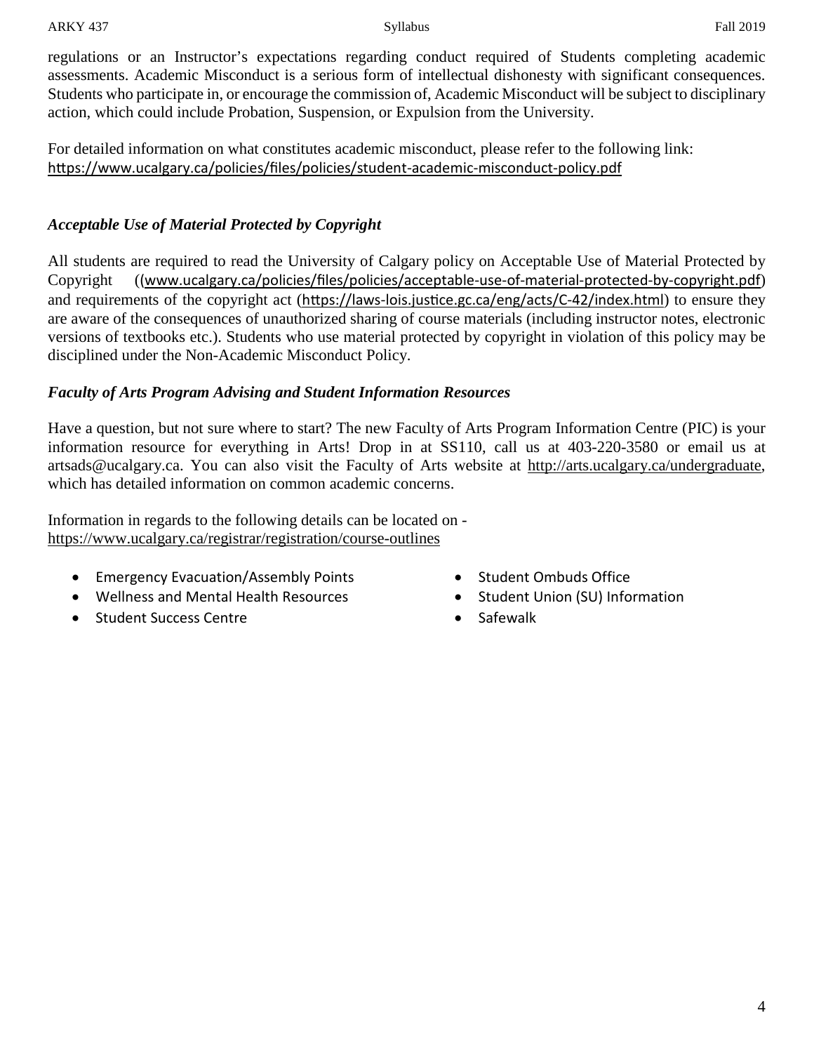regulations or an Instructor's expectations regarding conduct required of Students completing academic assessments. Academic Misconduct is a serious form of intellectual dishonesty with significant consequences. Students who participate in, or encourage the commission of, Academic Misconduct will be subject to disciplinary action, which could include Probation, Suspension, or Expulsion from the University.

For detailed information on what constitutes academic misconduct, please refer to the following link: https://www.ucalgary.ca/policies/files/policies/student-academic-misconduct-policy.pdf

***Acceptable Use of Material Protected by Copyright***

All students are required to read the University of Calgary policy on Acceptable Use of Material Protected by Copyright ((www.ucalgary.ca/policies/files/policies/acceptable-use-of-material-protected-by-copyright.pdf) and requirements of the copyright act (https://laws-lois.justice.gc.ca/eng/acts/C-42/index.html) to ensure they are aware of the consequences of unauthorized sharing of course materials (including instructor notes, electronic versions of textbooks etc.). Students who use material protected by copyright in violation of this policy may be disciplined under the Non-Academic Misconduct Policy.

***Faculty of Arts Program Advising and Student Information Resources***

Have a question, but not sure where to start? The new Faculty of Arts Program Information Centre (PIC) is your information resource for everything in Arts! Drop in at SS110, call us at 403-220-3580 or email us at artsads@ucalgary.ca. You can also visit the Faculty of Arts website at http://arts.ucalgary.ca/undergraduate, which has detailed information on common academic concerns.

Information in regards to the following details can be located on - https://www.ucalgary.ca/registrar/registration/course-outlines

- Emergency Evacuation/Assembly Points
- Wellness and Mental Health Resources
- Student Success Centre
- Student Ombuds Office
- Student Union (SU) Information
- Safewalk